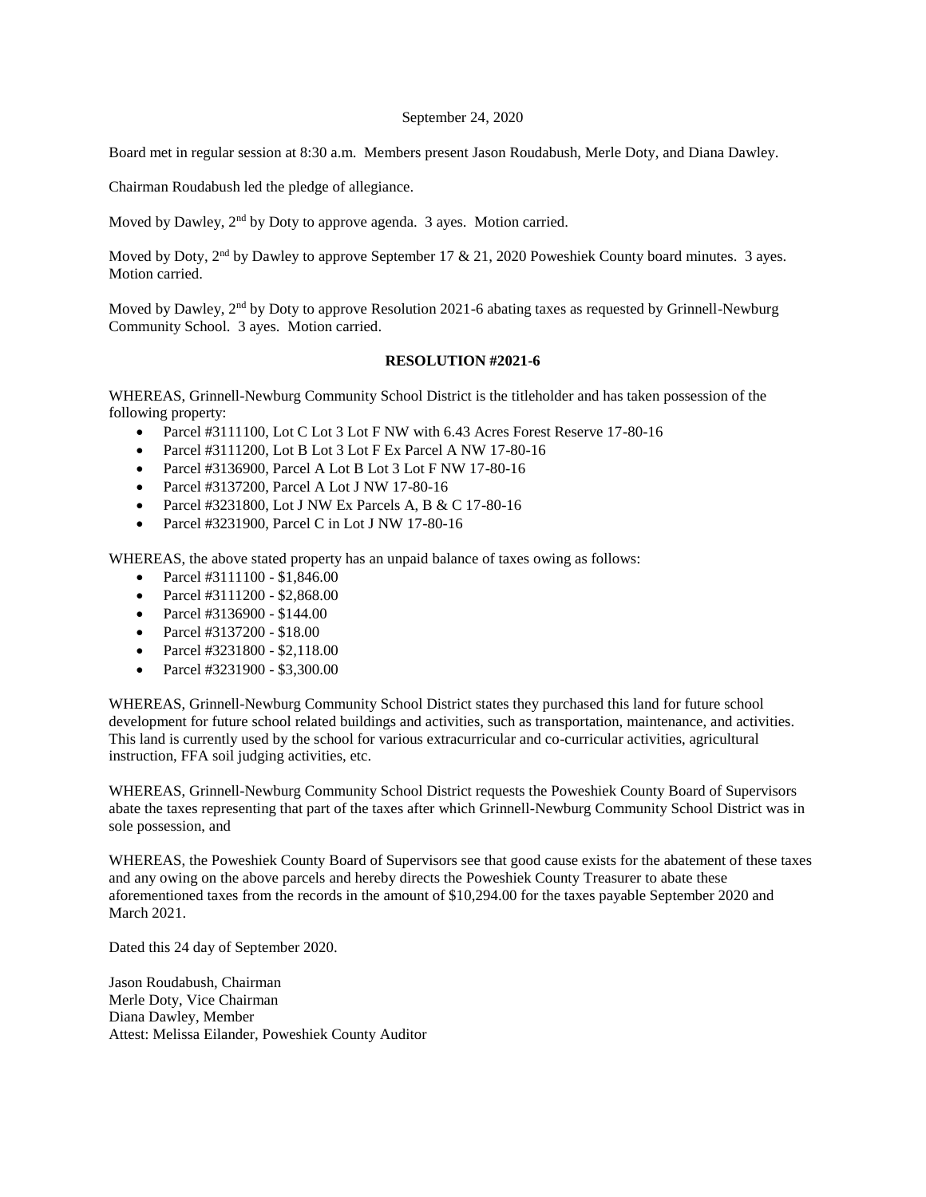September 24, 2020

Board met in regular session at 8:30 a.m. Members present Jason Roudabush, Merle Doty, and Diana Dawley.

Chairman Roudabush led the pledge of allegiance.

Moved by Dawley, 2nd by Doty to approve agenda. 3 ayes. Motion carried.

Moved by Doty, 2nd by Dawley to approve September 17 & 21, 2020 Poweshiek County board minutes. 3 ayes. Motion carried.

Moved by Dawley, 2nd by Doty to approve Resolution 2021-6 abating taxes as requested by Grinnell-Newburg Community School. 3 ayes. Motion carried.

**RESOLUTION #2021-6**

WHEREAS, Grinnell-Newburg Community School District is the titleholder and has taken possession of the following property:

- Parcel #3111100, Lot C Lot 3 Lot F NW with 6.43 Acres Forest Reserve 17-80-16
- Parcel #3111200, Lot B Lot 3 Lot F Ex Parcel A NW 17-80-16
- Parcel #3136900, Parcel A Lot B Lot 3 Lot F NW 17-80-16
- Parcel #3137200, Parcel A Lot J NW 17-80-16
- Parcel #3231800, Lot J NW Ex Parcels A, B & C 17-80-16
- Parcel #3231900, Parcel C in Lot J NW 17-80-16

WHEREAS, the above stated property has an unpaid balance of taxes owing as follows:

- Parcel #3111100 - $1,846.00
- Parcel #3111200 - $2,868.00
- Parcel #3136900 - $144.00
- Parcel #3137200 - $18.00
- Parcel #3231800 - $2,118.00
- Parcel #3231900 - $3,300.00

WHEREAS, Grinnell-Newburg Community School District states they purchased this land for future school development for future school related buildings and activities, such as transportation, maintenance, and activities. This land is currently used by the school for various extracurricular and co-curricular activities, agricultural instruction, FFA soil judging activities, etc.

WHEREAS, Grinnell-Newburg Community School District requests the Poweshiek County Board of Supervisors abate the taxes representing that part of the taxes after which Grinnell-Newburg Community School District was in sole possession, and

WHEREAS, the Poweshiek County Board of Supervisors see that good cause exists for the abatement of these taxes and any owing on the above parcels and hereby directs the Poweshiek County Treasurer to abate these aforementioned taxes from the records in the amount of $10,294.00 for the taxes payable September 2020 and March 2021.

Dated this 24 day of September 2020.

Jason Roudabush, Chairman
Merle Doty, Vice Chairman
Diana Dawley, Member
Attest: Melissa Eilander, Poweshiek County Auditor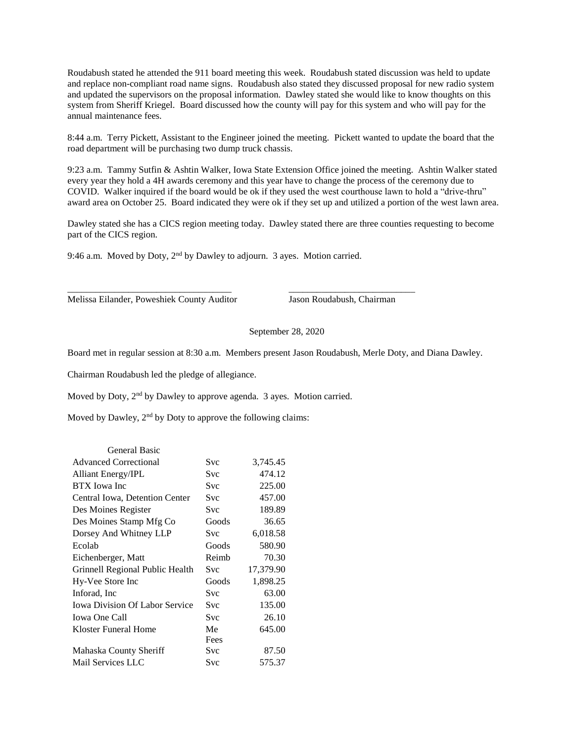Roudabush stated he attended the 911 board meeting this week. Roudabush stated discussion was held to update and replace non-compliant road name signs. Roudabush also stated they discussed proposal for new radio system and updated the supervisors on the proposal information. Dawley stated she would like to know thoughts on this system from Sheriff Kriegel. Board discussed how the county will pay for this system and who will pay for the annual maintenance fees.

8:44 a.m. Terry Pickett, Assistant to the Engineer joined the meeting. Pickett wanted to update the board that the road department will be purchasing two dump truck chassis.

9:23 a.m. Tammy Sutfin & Ashtin Walker, Iowa State Extension Office joined the meeting. Ashtin Walker stated every year they hold a 4H awards ceremony and this year have to change the process of the ceremony due to COVID. Walker inquired if the board would be ok if they used the west courthouse lawn to hold a "drive-thru" award area on October 25. Board indicated they were ok if they set up and utilized a portion of the west lawn area.

Dawley stated she has a CICS region meeting today. Dawley stated there are three counties requesting to become part of the CICS region.

9:46 a.m. Moved by Doty, 2nd by Dawley to adjourn. 3 ayes. Motion carried.

\_\_\_\_\_\_\_\_\_\_\_\_\_\_\_\_\_\_\_\_\_\_\_\_\_\_\_\_\_\_\_\_\_\_\_ \_\_\_\_\_\_\_\_\_\_\_\_\_\_\_\_\_\_\_\_\_\_\_\_\_\_\_

Melissa Eilander, Poweshiek County Auditor          Jason Roudabush, Chairman

September 28, 2020

Board met in regular session at 8:30 a.m. Members present Jason Roudabush, Merle Doty, and Diana Dawley.

Chairman Roudabush led the pledge of allegiance.

Moved by Doty, 2nd by Dawley to approve agenda. 3 ayes. Motion carried.

Moved by Dawley, 2nd by Doty to approve the following claims:

| General Basic | | |
|---|---|---|
| Advanced Correctional | Svc | 3,745.45 |
| Alliant Energy/IPL | Svc | 474.12 |
| BTX Iowa Inc | Svc | 225.00 |
| Central Iowa, Detention Center | Svc | 457.00 |
| Des Moines Register | Svc | 189.89 |
| Des Moines Stamp Mfg Co | Goods | 36.65 |
| Dorsey And Whitney LLP | Svc | 6,018.58 |
| Ecolab | Goods | 580.90 |
| Eichenberger, Matt | Reimb | 70.30 |
| Grinnell Regional Public Health | Svc | 17,379.90 |
| Hy-Vee Store Inc | Goods | 1,898.25 |
| Inforad, Inc | Svc | 63.00 |
| Iowa Division Of Labor Service | Svc | 135.00 |
| Iowa One Call | Svc | 26.10 |
| Kloster Funeral Home | Me Fees | 645.00 |
| Mahaska County Sheriff | Svc | 87.50 |
| Mail Services LLC | Svc | 575.37 |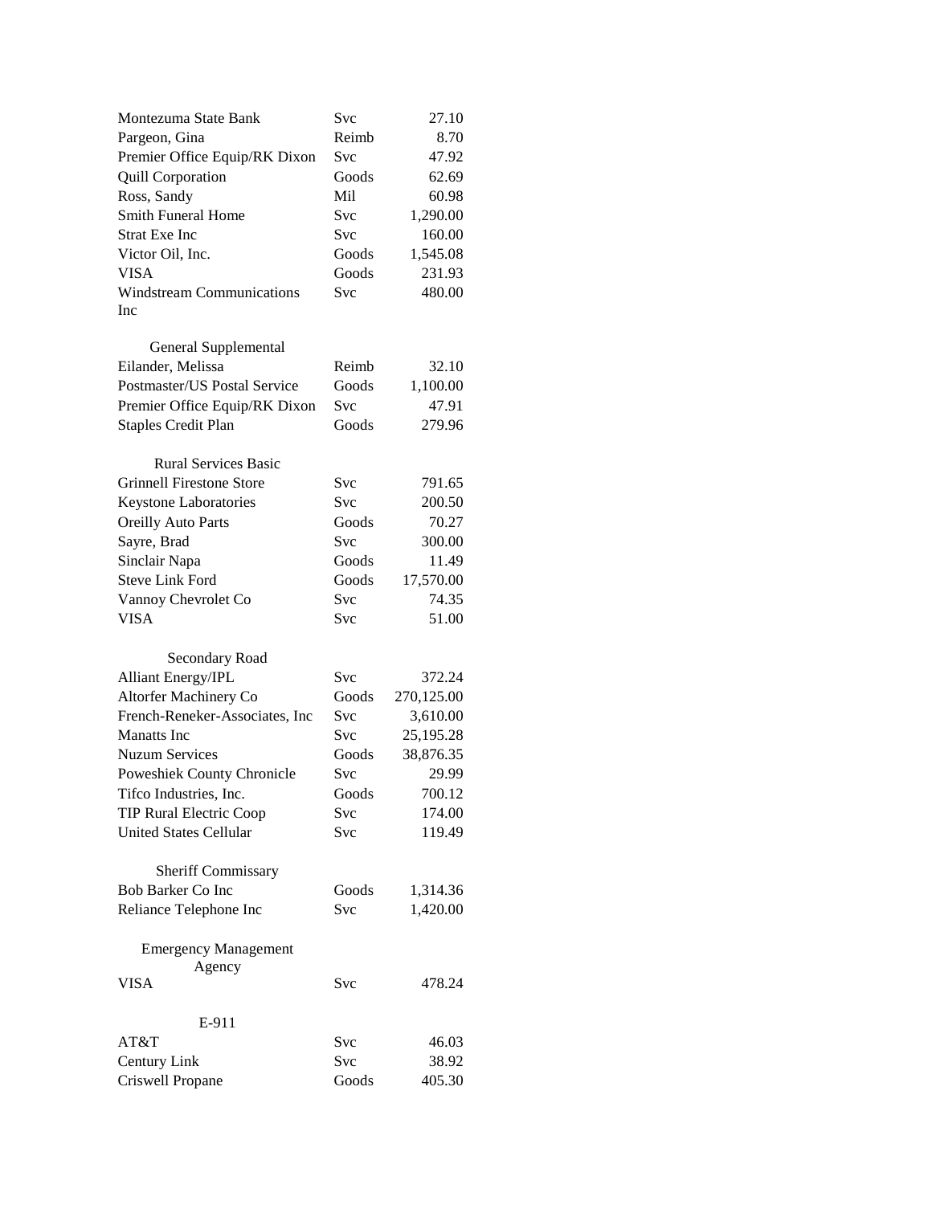| | | |
|---|---|---|
| Montezuma State Bank | Svc | 27.10 |
| Pargeon, Gina | Reimb | 8.70 |
| Premier Office Equip/RK Dixon | Svc | 47.92 |
| Quill Corporation | Goods | 62.69 |
| Ross, Sandy | Mil | 60.98 |
| Smith Funeral Home | Svc | 1,290.00 |
| Strat Exe Inc | Svc | 160.00 |
| Victor Oil, Inc. | Goods | 1,545.08 |
| VISA | Goods | 231.93 |
| Windstream Communications Inc | Svc | 480.00 |

General Supplemental

| | | |
|---|---|---|
| Eilander, Melissa | Reimb | 32.10 |
| Postmaster/US Postal Service | Goods | 1,100.00 |
| Premier Office Equip/RK Dixon | Svc | 47.91 |
| Staples Credit Plan | Goods | 279.96 |

Rural Services Basic

| | | |
|---|---|---|
| Grinnell Firestone Store | Svc | 791.65 |
| Keystone Laboratories | Svc | 200.50 |
| Oreilly Auto Parts | Goods | 70.27 |
| Sayre, Brad | Svc | 300.00 |
| Sinclair Napa | Goods | 11.49 |
| Steve Link Ford | Goods | 17,570.00 |
| Vannoy Chevrolet Co | Svc | 74.35 |
| VISA | Svc | 51.00 |

Secondary Road

| | | |
|---|---|---|
| Alliant Energy/IPL | Svc | 372.24 |
| Altorfer Machinery Co | Goods | 270,125.00 |
| French-Reneker-Associates, Inc | Svc | 3,610.00 |
| Manatts Inc | Svc | 25,195.28 |
| Nuzum Services | Goods | 38,876.35 |
| Poweshiek County Chronicle | Svc | 29.99 |
| Tifco Industries, Inc. | Goods | 700.12 |
| TIP Rural Electric Coop | Svc | 174.00 |
| United States Cellular | Svc | 119.49 |

Sheriff Commissary

| | | |
|---|---|---|
| Bob Barker Co Inc | Goods | 1,314.36 |
| Reliance Telephone Inc | Svc | 1,420.00 |

Emergency Management Agency

| | | |
|---|---|---|
| VISA | Svc | 478.24 |

E-911

| | | |
|---|---|---|
| AT&T | Svc | 46.03 |
| Century Link | Svc | 38.92 |
| Criswell Propane | Goods | 405.30 |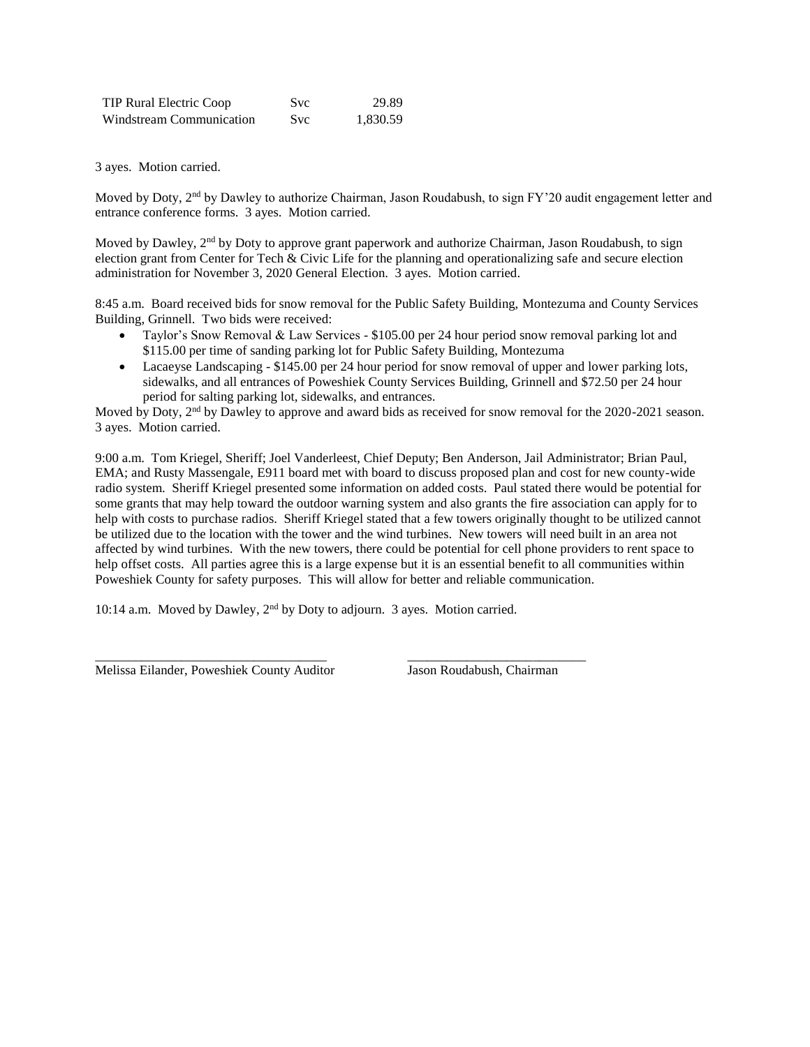| | | |
|---|---|---|
| TIP Rural Electric Coop | Svc | 29.89 |
| Windstream Communication | Svc | 1,830.59 |

3 ayes. Motion carried.

Moved by Doty, 2nd by Dawley to authorize Chairman, Jason Roudabush, to sign FY'20 audit engagement letter and entrance conference forms. 3 ayes. Motion carried.

Moved by Dawley, 2nd by Doty to approve grant paperwork and authorize Chairman, Jason Roudabush, to sign election grant from Center for Tech & Civic Life for the planning and operationalizing safe and secure election administration for November 3, 2020 General Election. 3 ayes. Motion carried.

8:45 a.m. Board received bids for snow removal for the Public Safety Building, Montezuma and County Services Building, Grinnell. Two bids were received:

- Taylor's Snow Removal & Law Services - $105.00 per 24 hour period snow removal parking lot and $115.00 per time of sanding parking lot for Public Safety Building, Montezuma
- Lacaeyse Landscaping - $145.00 per 24 hour period for snow removal of upper and lower parking lots, sidewalks, and all entrances of Poweshiek County Services Building, Grinnell and $72.50 per 24 hour period for salting parking lot, sidewalks, and entrances.

Moved by Doty, 2nd by Dawley to approve and award bids as received for snow removal for the 2020-2021 season. 3 ayes. Motion carried.

9:00 a.m. Tom Kriegel, Sheriff; Joel Vanderleest, Chief Deputy; Ben Anderson, Jail Administrator; Brian Paul, EMA; and Rusty Massengale, E911 board met with board to discuss proposed plan and cost for new county-wide radio system. Sheriff Kriegel presented some information on added costs. Paul stated there would be potential for some grants that may help toward the outdoor warning system and also grants the fire association can apply for to help with costs to purchase radios. Sheriff Kriegel stated that a few towers originally thought to be utilized cannot be utilized due to the location with the tower and the wind turbines. New towers will need built in an area not affected by wind turbines. With the new towers, there could be potential for cell phone providers to rent space to help offset costs. All parties agree this is a large expense but it is an essential benefit to all communities within Poweshiek County for safety purposes. This will allow for better and reliable communication.

10:14 a.m. Moved by Dawley, 2nd by Doty to adjourn. 3 ayes. Motion carried.

\_\_\_\_\_\_\_\_\_\_\_\_\_\_\_\_\_\_\_\_\_\_\_\_\_\_\_\_\_\_\_\_\_\_\_
Melissa Eilander, Poweshiek County Auditor

\_\_\_\_\_\_\_\_\_\_\_\_\_\_\_\_\_\_\_\_\_\_\_\_\_\_\_\_\_\_\_\_\_\_\_
Jason Roudabush, Chairman